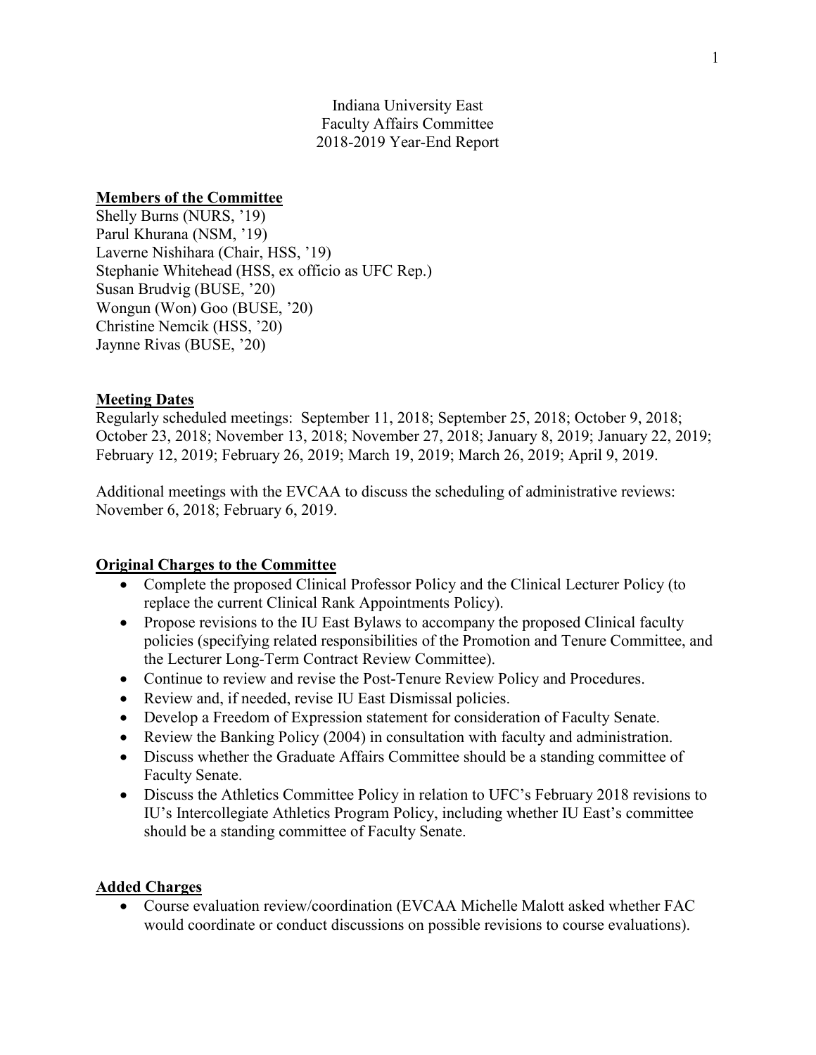Indiana University East
Faculty Affairs Committee
2018-2019 Year-End Report

**Members of the Committee**

Shelly Burns (NURS, '19)
Parul Khurana (NSM, '19)
Laverne Nishihara (Chair, HSS, '19)
Stephanie Whitehead (HSS, ex officio as UFC Rep.)
Susan Brudvig (BUSE, '20)
Wongun (Won) Goo (BUSE, '20)
Christine Nemcik (HSS, '20)
Jaynne Rivas (BUSE, '20)

**Meeting Dates**

Regularly scheduled meetings: September 11, 2018; September 25, 2018; October 9, 2018; October 23, 2018; November 13, 2018; November 27, 2018; January 8, 2019; January 22, 2019; February 12, 2019; February 26, 2019; March 19, 2019; March 26, 2019; April 9, 2019.

Additional meetings with the EVCAA to discuss the scheduling of administrative reviews: November 6, 2018; February 6, 2019.

**Original Charges to the Committee**

- Complete the proposed Clinical Professor Policy and the Clinical Lecturer Policy (to replace the current Clinical Rank Appointments Policy).
- Propose revisions to the IU East Bylaws to accompany the proposed Clinical faculty policies (specifying related responsibilities of the Promotion and Tenure Committee, and the Lecturer Long-Term Contract Review Committee).
- Continue to review and revise the Post-Tenure Review Policy and Procedures.
- Review and, if needed, revise IU East Dismissal policies.
- Develop a Freedom of Expression statement for consideration of Faculty Senate.
- Review the Banking Policy (2004) in consultation with faculty and administration.
- Discuss whether the Graduate Affairs Committee should be a standing committee of Faculty Senate.
- Discuss the Athletics Committee Policy in relation to UFC's February 2018 revisions to IU's Intercollegiate Athletics Program Policy, including whether IU East's committee should be a standing committee of Faculty Senate.

**Added Charges**

- Course evaluation review/coordination (EVCAA Michelle Malott asked whether FAC would coordinate or conduct discussions on possible revisions to course evaluations).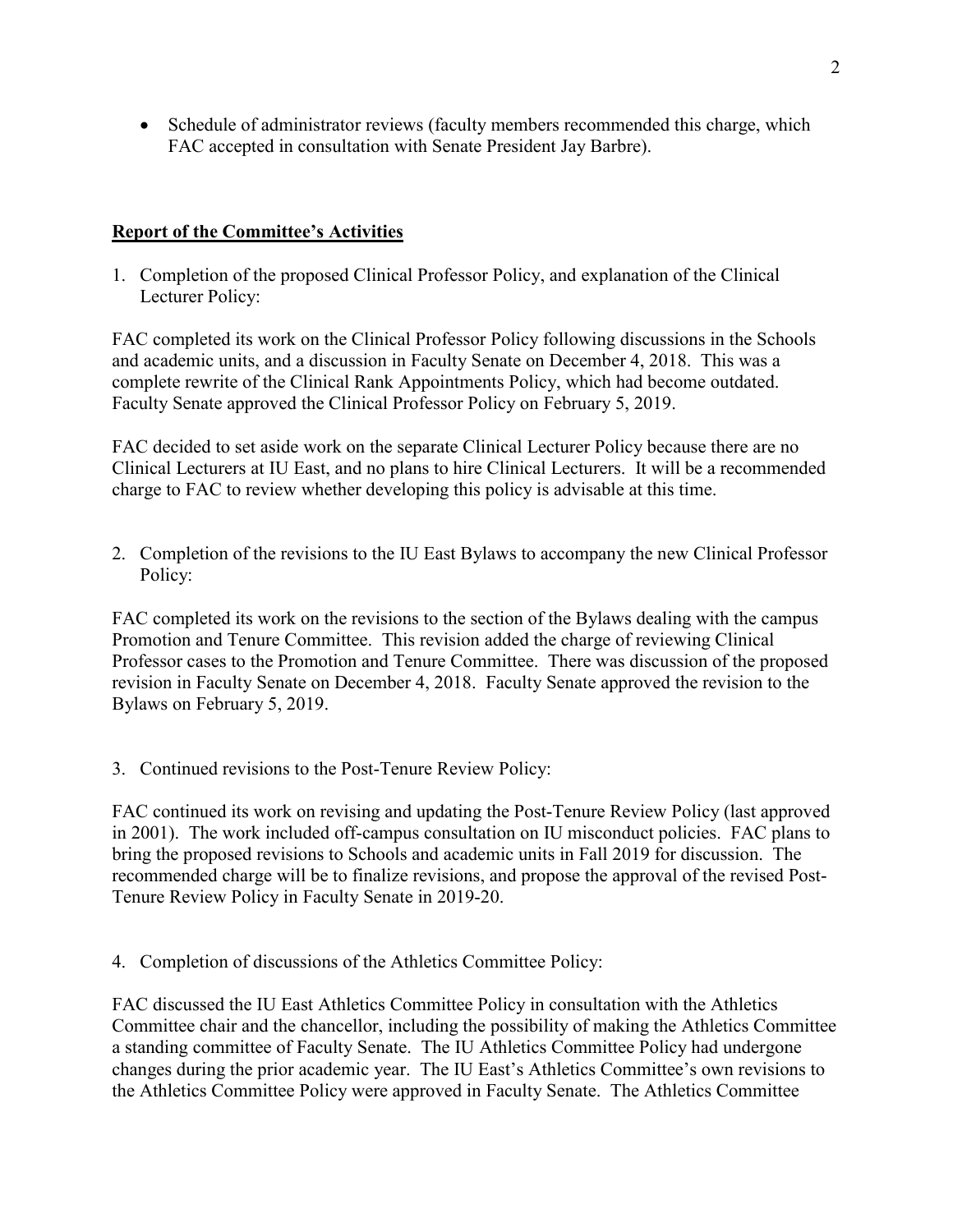- Schedule of administrator reviews (faculty members recommended this charge, which FAC accepted in consultation with Senate President Jay Barbre).

## Report of the Committee's Activities

1. Completion of the proposed Clinical Professor Policy, and explanation of the Clinical Lecturer Policy:

FAC completed its work on the Clinical Professor Policy following discussions in the Schools and academic units, and a discussion in Faculty Senate on December 4, 2018. This was a complete rewrite of the Clinical Rank Appointments Policy, which had become outdated. Faculty Senate approved the Clinical Professor Policy on February 5, 2019.

FAC decided to set aside work on the separate Clinical Lecturer Policy because there are no Clinical Lecturers at IU East, and no plans to hire Clinical Lecturers. It will be a recommended charge to FAC to review whether developing this policy is advisable at this time.

2. Completion of the revisions to the IU East Bylaws to accompany the new Clinical Professor Policy:

FAC completed its work on the revisions to the section of the Bylaws dealing with the campus Promotion and Tenure Committee. This revision added the charge of reviewing Clinical Professor cases to the Promotion and Tenure Committee. There was discussion of the proposed revision in Faculty Senate on December 4, 2018. Faculty Senate approved the revision to the Bylaws on February 5, 2019.

3. Continued revisions to the Post-Tenure Review Policy:

FAC continued its work on revising and updating the Post-Tenure Review Policy (last approved in 2001). The work included off-campus consultation on IU misconduct policies. FAC plans to bring the proposed revisions to Schools and academic units in Fall 2019 for discussion. The recommended charge will be to finalize revisions, and propose the approval of the revised Post-Tenure Review Policy in Faculty Senate in 2019-20.

4. Completion of discussions of the Athletics Committee Policy:

FAC discussed the IU East Athletics Committee Policy in consultation with the Athletics Committee chair and the chancellor, including the possibility of making the Athletics Committee a standing committee of Faculty Senate. The IU Athletics Committee Policy had undergone changes during the prior academic year. The IU East's Athletics Committee's own revisions to the Athletics Committee Policy were approved in Faculty Senate. The Athletics Committee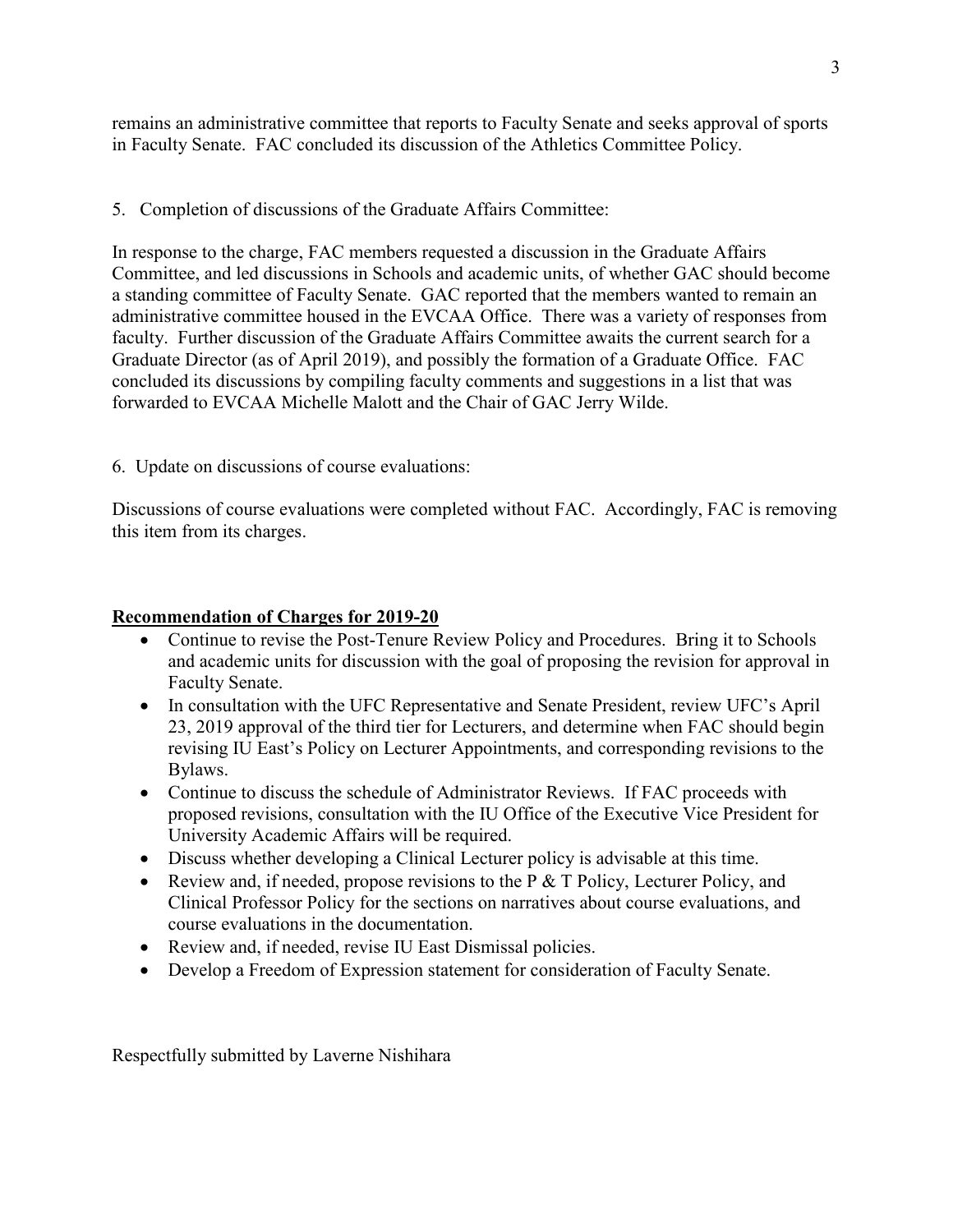remains an administrative committee that reports to Faculty Senate and seeks approval of sports in Faculty Senate. FAC concluded its discussion of the Athletics Committee Policy.

5. Completion of discussions of the Graduate Affairs Committee:

In response to the charge, FAC members requested a discussion in the Graduate Affairs Committee, and led discussions in Schools and academic units, of whether GAC should become a standing committee of Faculty Senate. GAC reported that the members wanted to remain an administrative committee housed in the EVCAA Office. There was a variety of responses from faculty. Further discussion of the Graduate Affairs Committee awaits the current search for a Graduate Director (as of April 2019), and possibly the formation of a Graduate Office. FAC concluded its discussions by compiling faculty comments and suggestions in a list that was forwarded to EVCAA Michelle Malott and the Chair of GAC Jerry Wilde.

6. Update on discussions of course evaluations:

Discussions of course evaluations were completed without FAC. Accordingly, FAC is removing this item from its charges.

**Recommendation of Charges for 2019-20**

- Continue to revise the Post-Tenure Review Policy and Procedures. Bring it to Schools and academic units for discussion with the goal of proposing the revision for approval in Faculty Senate.
- In consultation with the UFC Representative and Senate President, review UFC's April 23, 2019 approval of the third tier for Lecturers, and determine when FAC should begin revising IU East's Policy on Lecturer Appointments, and corresponding revisions to the Bylaws.
- Continue to discuss the schedule of Administrator Reviews. If FAC proceeds with proposed revisions, consultation with the IU Office of the Executive Vice President for University Academic Affairs will be required.
- Discuss whether developing a Clinical Lecturer policy is advisable at this time.
- Review and, if needed, propose revisions to the P & T Policy, Lecturer Policy, and Clinical Professor Policy for the sections on narratives about course evaluations, and course evaluations in the documentation.
- Review and, if needed, revise IU East Dismissal policies.
- Develop a Freedom of Expression statement for consideration of Faculty Senate.

Respectfully submitted by Laverne Nishihara